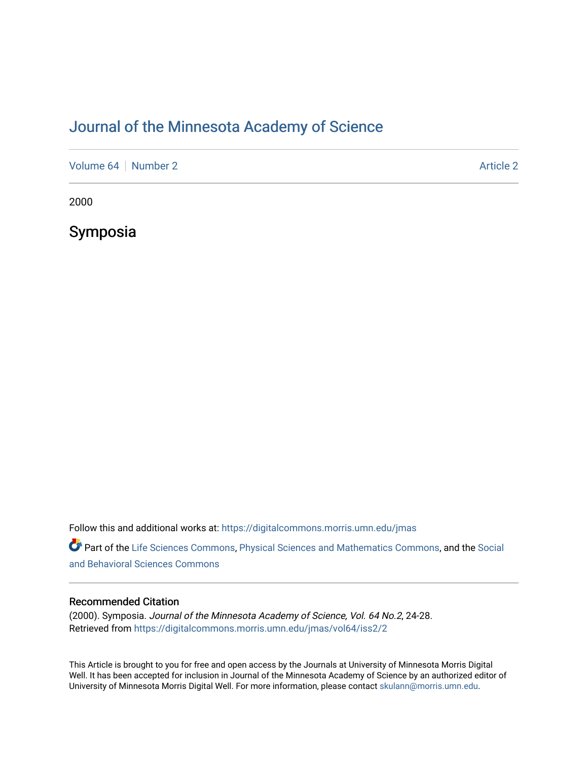# Journal of the Minnesota Academy of Science

Volume 64 | Number 2 | Article 2

2000

## Symposia

Follow this and additional works at: https://digitalcommons.morris.umn.edu/jmas

Part of the Life Sciences Commons, Physical Sciences and Mathematics Commons, and the Social and Behavioral Sciences Commons

### Recommended Citation

(2000). Symposia. *Journal of the Minnesota Academy of Science, Vol. 64 No.2*, 24-28.
Retrieved from https://digitalcommons.morris.umn.edu/jmas/vol64/iss2/2

This Article is brought to you for free and open access by the Journals at University of Minnesota Morris Digital Well. It has been accepted for inclusion in Journal of the Minnesota Academy of Science by an authorized editor of University of Minnesota Morris Digital Well. For more information, please contact skulann@morris.umn.edu.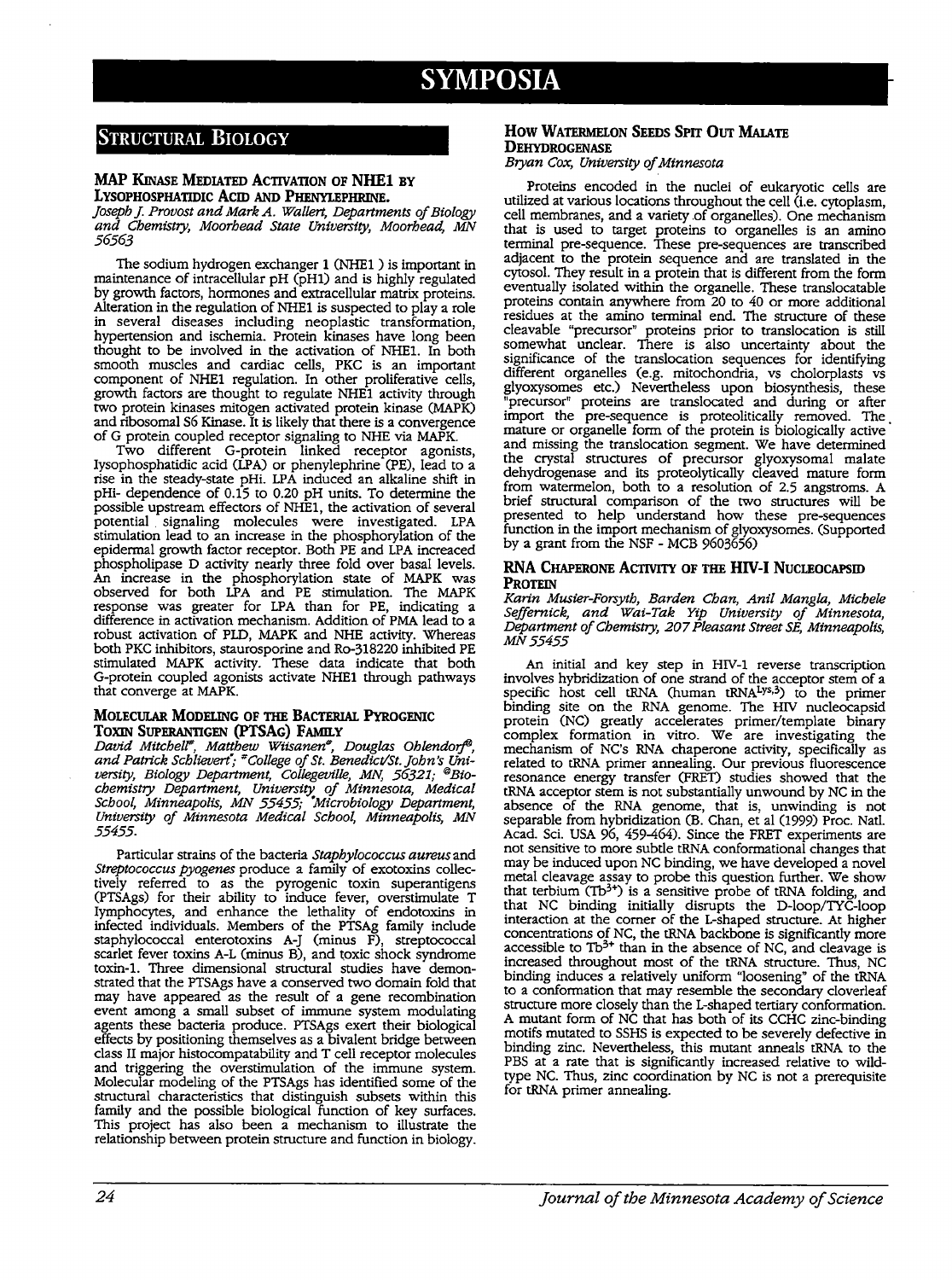# SYMPOSIA

## Structural Biology

### MAP Kinase Mediated Activation of NHE1 by Lysophosphatidic Acid and Phenylephrine.

*Joseph J. Provost and Mark A. Wallert, Departments of Biology and Chemistry, Moorhead State University, Moorhead, MN 56563*

The sodium hydrogen exchanger 1 (NHE1 ) is important in maintenance of intracellular pH (pHI) and is highly regulated by growth factors, hormones and extracellular matrix proteins. Alteration in the regulation of NHE1 is suspected to play a role in several diseases including neoplastic transformation, hypertension and ischemia. Protein kinases have long been thought to be involved in the activation of NHE1. In both smooth muscles and cardiac cells, PKC is an important component of NHE1 regulation. In other proliferative cells, growth factors are thought to regulate NHE1 activity through two protein kinases mitogen activated protein kinase (MAPK) and ribosomal S6 Kinase. It is likely that there is a convergence of G protein coupled receptor signaling to NHE via MAPK.

Two different G-protein linked receptor agonists, lysophosphatidic acid (LPA) or phenylephrine (PE), lead to a rise in the steady-state pHi. LPA induced an alkaline shift in pHi- dependence of 0.15 to 0.20 pH units. To determine the possible upstream effectors of NHE1, the activation of several potential signaling molecules were investigated. LPA stimulation lead to an increase in the phosphorylation of the epidermal growth factor receptor. Both PE and LPA increaced phospholipase D activity nearly three fold over basal levels. An increase in the phosphorylation state of MAPK was observed for both LPA and PE stimulation. The MAPK response was greater for LPA than for PE, indicating a difference in activation mechanism. Addition of PMA lead to a robust activation of PLD, MAPK and NHE activity. Whereas both PKC inhibitors, staurosporine and Ro-318220 inhibited PE stimulated MAPK activity. These data indicate that both G-protein coupled agonists activate NHE1 through pathways that converge at MAPK.

### Molecular Modeling of the Bacterial Pyrogenic Toxin Superantigen (PTSAg) Family

*David Mitchell[#], Matthew Wiisanen[#], Douglas Ohlendorf[@], and Patrick Schlievert[*]; [#]College of St. Benedict/St. John's University, Biology Department, Collegeville, MN, 56321; [@]Biochemistry Department, University of Minnesota, Medical School, Minneapolis, MN 55455; [*]Microbiology Department, University of Minnesota Medical School, Minneapolis, MN 55455.*

Particular strains of the bacteria *Staphylococcus aureus* and *Streptococcus pyogenes* produce a family of exotoxins collectively referred to as the pyrogenic toxin superantigens (PTSAgs) for their ability to induce fever, overstimulate T lymphocytes, and enhance the lethality of endotoxins in infected individuals. Members of the PTSAg family include staphylococcal enterotoxins A-J (minus F), streptococcal scarlet fever toxins A-L (minus B), and toxic shock syndrome toxin-1. Three dimensional structural studies have demonstrated that the PTSAgs have a conserved two domain fold that may have appeared as the result of a gene recombination event among a small subset of immune system modulating agents these bacteria produce. PTSAgs exert their biological effects by positioning themselves as a bivalent bridge between class II major histocompatability and T cell receptor molecules and triggering the overstimulation of the immune system. Molecular modeling of the PTSAgs has identified some of the structural characteristics that distinguish subsets within this family and the possible biological function of key surfaces. This project has also been a mechanism to illustrate the relationship between protein structure and function in biology.

### How Watermelon Seeds Spit Out Malate Dehydrogenase

*Bryan Cox, University of Minnesota*

Proteins encoded in the nuclei of eukaryotic cells are utilized at various locations throughout the cell (i.e. cytoplasm, cell membranes, and a variety of organelles). One mechanism that is used to target proteins to organelles is an amino terminal pre-sequence. These pre-sequences are transcribed adjacent to the protein sequence and are translated in the cytosol. They result in a protein that is different from the form eventually isolated within the organelle. These translocatable proteins contain anywhere from 20 to 40 or more additional residues at the amino terminal end. The structure of these cleavable "precursor" proteins prior to translocation is still somewhat unclear. There is also uncertainty about the significance of the translocation sequences for identifying different organelles (e.g. mitochondria, vs cholorplasts vs glyoxysomes etc.) Nevertheless upon biosynthesis, these "precursor" proteins are translocated and during or after import the pre-sequence is proteolitically removed. The mature or organelle form of the protein is biologically active and missing the translocation segment. We have determined the crystal structures of precursor glyoxysomal malate dehydrogenase and its proteolytically cleaved mature form from watermelon, both to a resolution of 2.5 angstroms. A brief structural comparison of the two structures will be presented to help understand how these pre-sequences function in the import mechanism of glyoxysomes. (Supported by a grant from the NSF - MCB 9603656)

### RNA Chaperone Activity of the HIV-I Nucleocapsid Protein

*Karin Musier-Forsyth, Barden Chan, Anil Mangla, Michele Seffernick, and Wai-Tak Yip University of Minnesota, Department of Chemistry, 207 Pleasant Street SE, Minneapolis, MN 55455*

An initial and key step in HIV-1 reverse transcription involves hybridization of one strand of the acceptor stem of a specific host cell tRNA (human $tRNA^{Lys,3}$) to the primer binding site on the RNA genome. The HIV nucleocapsid protein (NC) greatly accelerates primer/template binary complex formation in vitro. We are investigating the mechanism of NC's RNA chaperone activity, specifically as related to tRNA primer annealing. Our previous fluorescence resonance energy transfer (FRET) studies showed that the tRNA acceptor stem is not substantially unwound by NC in the absence of the RNA genome, that is, unwinding is not separable from hybridization (B. Chan, et al (1999) Proc. Natl. Acad. Sci. USA 96, 459-464). Since the FRET experiments are not sensitive to more subtle tRNA conformational changes that may be induced upon NC binding, we have developed a novel metal cleavage assay to probe this question further. We show that terbium ($Tb^{3+}$) is a sensitive probe of tRNA folding, and that NC binding initially disrupts the D-loop/TΨC-loop interaction at the corner of the L-shaped structure. At higher concentrations of NC, the tRNA backbone is significantly more accessible to $Tb^{3+}$ than in the absence of NC, and cleavage is increased throughout most of the tRNA structure. Thus, NC binding induces a relatively uniform "loosening" of the tRNA to a conformation that may resemble the secondary cloverleaf structure more closely than the L-shaped tertiary conformation. A mutant form of NC that has both of its CCHC zinc-binding motifs mutated to SSHS is expected to be severely defective in binding zinc. Nevertheless, this mutant anneals tRNA to the PBS at a rate that is significantly increased relative to wild-type NC. Thus, zinc coordination by NC is not a prerequisite for tRNA primer annealing.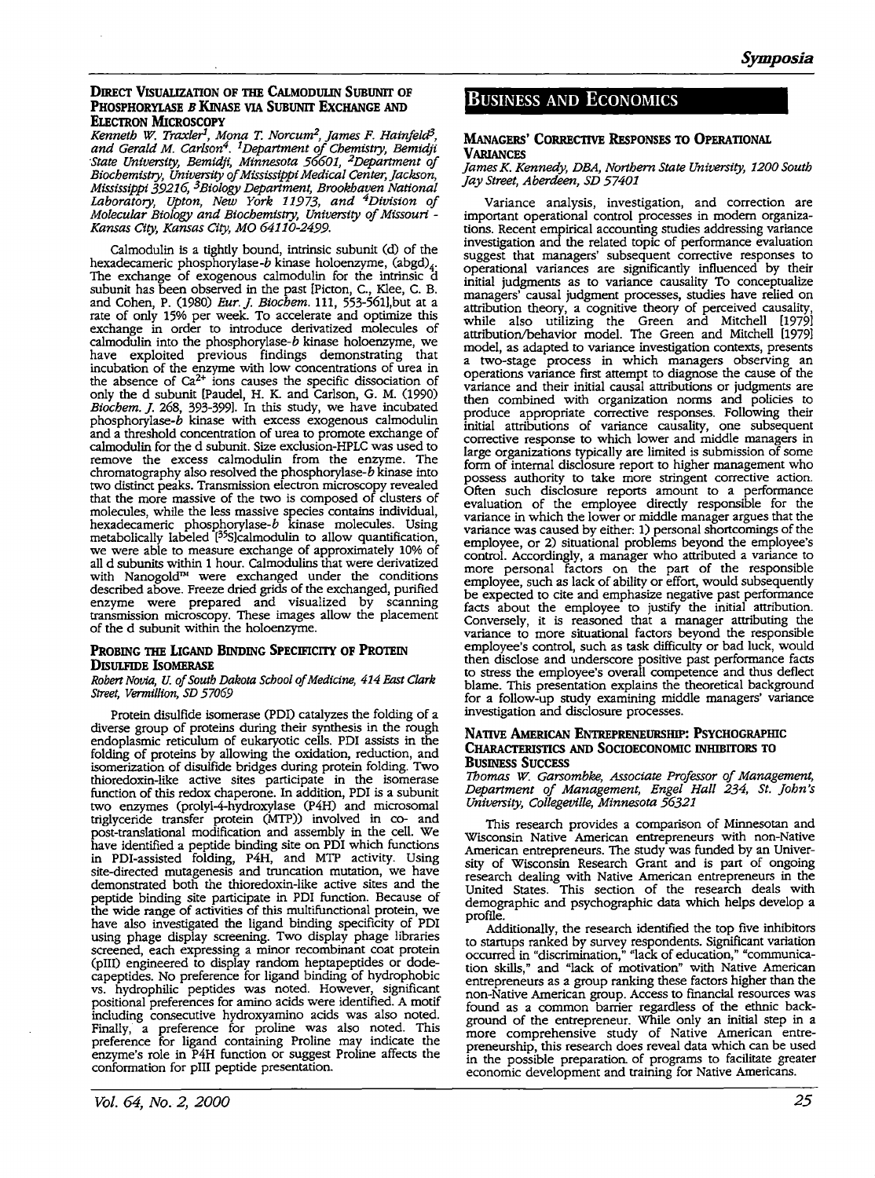### Direct Visualization of the Calmodulin Subunit of Phosphorylase *b* Kinase via Subunit Exchange and Electron Microscopy

*Kenneth W. Traxler[1], Mona T. Norcum[2], James F. Hainfeld[3], and Gerald M. Carlson[4]. [1]Department of Chemistry, Bemidji State University, Bemidji, Minnesota 56601, [2]Department of Biochemistry, University of Mississippi Medical Center, Jackson, Mississippi 39216, [3]Biology Department, Brookhaven National Laboratory, Upton, New York 11973, and [4]Division of Molecular Biology and Biochemistry, University of Missouri - Kansas City, Kansas City, MO 64110-2499.*

Calmodulin is a tightly bound, intrinsic subunit (d) of the hexadecameric phosphorylase-*b* kinase holoenzyme, $(abgd)_4$. The exchange of exogenous calmodulin for the intrinsic d subunit has been observed in the past [Picton, C., Klee, C. B. and Cohen, P. (1980) *Eur. J. Biochem.* 111, 553-561],but at a rate of only 15% per week. To accelerate and optimize this exchange in order to introduce derivatized molecules of calmodulin into the phosphorylase-*b* kinase holoenzyme, we have exploited previous findings demonstrating that incubation of the enzyme with low concentrations of urea in the absence of $Ca^{2+}$ ions causes the specific dissociation of only the d subunit [Paudel, H. K. and Carlson, G. M. (1990) *Biochem. J.* 268, 393-399]. In this study, we have incubated phosphorylase-*b* kinase with excess exogenous calmodulin and a threshold concentration of urea to promote exchange of calmodulin for the d subunit. Size exclusion-HPLC was used to remove the excess calmodulin from the enzyme. The chromatography also resolved the phosphorylase-*b* kinase into two distinct peaks. Transmission electron microscopy revealed that the more massive of the two is composed of clusters of molecules, while the less massive species contains individual, hexadecameric phosphorylase-*b* kinase molecules. Using metabolically labeled [$^{35}$S]calmodulin to allow quantification, we were able to measure exchange of approximately 10% of all d subunits within 1 hour. Calmodulins that were derivatized with Nanogold™ were exchanged under the conditions described above. Freeze dried grids of the exchanged, purified enzyme were prepared and visualized by scanning transmission microscopy. These images allow the placement of the d subunit within the holoenzyme.

### Probing the Ligand Binding Specificity of Protein Disulfide Isomerase

*Robert Novia, U. of South Dakota School of Medicine, 414 East Clark Street, Vermillion, SD 57069*

Protein disulfide isomerase (PDI) catalyzes the folding of a diverse group of proteins during their synthesis in the rough endoplasmic reticulum of eukaryotic cells. PDI assists in the folding of proteins by allowing the oxidation, reduction, and isomerization of disulfide bridges during protein folding. Two thioredoxin-like active sites participate in the isomerase function of this redox chaperone. In addition, PDI is a subunit two enzymes (prolyl-4-hydroxylase (P4H) and microsomal triglyceride transfer protein (MTP)) involved in co- and post-translational modification and assembly in the cell. We have identified a peptide binding site on PDI which functions in PDI-assisted folding, P4H, and MTP activity. Using site-directed mutagenesis and truncation mutation, we have demonstrated both the thioredoxin-like active sites and the peptide binding site participate in PDI function. Because of the wide range of activities of this multifunctional protein, we have also investigated the ligand binding specificity of PDI using phage display screening. Two display phage libraries screened, each expressing a minor recombinant coat protein (pIII) engineered to display random heptapeptides or dodecapeptides. No preference for ligand binding of hydrophobic vs. hydrophilic peptides was noted. However, significant positional preferences for amino acids were identified. A motif including consecutive hydroxyamino acids was also noted. Finally, a preference for proline was also noted. This preference for ligand containing Proline may indicate the enzyme's role in P4H function or suggest Proline affects the conformation for pIII peptide presentation.

## Business and Economics

### Managers' Corrective Responses to Operational Variances

*James K. Kennedy, DBA, Northern State University, 1200 South Jay Street, Aberdeen, SD 57401*

Variance analysis, investigation, and correction are important operational control processes in modern organizations. Recent empirical accounting studies addressing variance investigation and the related topic of performance evaluation suggest that managers' subsequent corrective responses to operational variances are significantly influenced by their initial judgments as to variance causality To conceptualize managers' causal judgment processes, studies have relied on attribution theory, a cognitive theory of perceived causality, while also utilizing the Green and Mitchell [1979] attribution/behavior model. The Green and Mitchell [1979] model, as adapted to variance investigation contexts, presents a two-stage process in which managers observing an operations variance first attempt to diagnose the cause of the variance and their initial causal attributions or judgments are then combined with organization norms and policies to produce appropriate corrective responses. Following their initial attributions of variance causality, one subsequent corrective response to which lower and middle managers in large organizations typically are limited is submission of some form of internal disclosure report to higher management who possess authority to take more stringent corrective action. Often such disclosure reports amount to a performance evaluation of the employee directly responsible for the variance in which the lower or middle manager argues that the variance was caused by either: 1) personal shortcomings of the employee, or 2) situational problems beyond the employee's control. Accordingly, a manager who attributed a variance to more personal factors on the part of the responsible employee, such as lack of ability or effort, would subsequently be expected to cite and emphasize negative past performance facts about the employee to justify the initial attribution. Conversely, it is reasoned that a manager attributing the variance to more situational factors beyond the responsible employee's control, such as task difficulty or bad luck, would then disclose and underscore positive past performance facts to stress the employee's overall competence and thus deflect blame. This presentation explains the theoretical background for a follow-up study examining middle managers' variance investigation and disclosure processes.

### Native American Entrepreneurship: Psychographic Characteristics and Socioeconomic Inhibitors to Business Success

*Thomas W. Garsombke, Associate Professor of Management, Department of Management, Engel Hall 234, St. John's University, Collegeville, Minnesota 56321*

This research provides a comparison of Minnesotan and Wisconsin Native American entrepreneurs with non-Native American entrepreneurs. The study was funded by an University of Wisconsin Research Grant and is part of ongoing research dealing with Native American entrepreneurs in the United States. This section of the research deals with demographic and psychographic data which helps develop a profile.

Additionally, the research identified the top five inhibitors to startups ranked by survey respondents. Significant variation occurred in "discrimination," "lack of education," "communication skills," and "lack of motivation" with Native American entrepreneurs as a group ranking these factors higher than the non-Native American group. Access to financial resources was found as a common barrier regardless of the ethnic background of the entrepreneur. While only an initial step in a more comprehensive study of Native American entrepreneurship, this research does reveal data which can be used in the possible preparation of programs to facilitate greater economic development and training for Native Americans.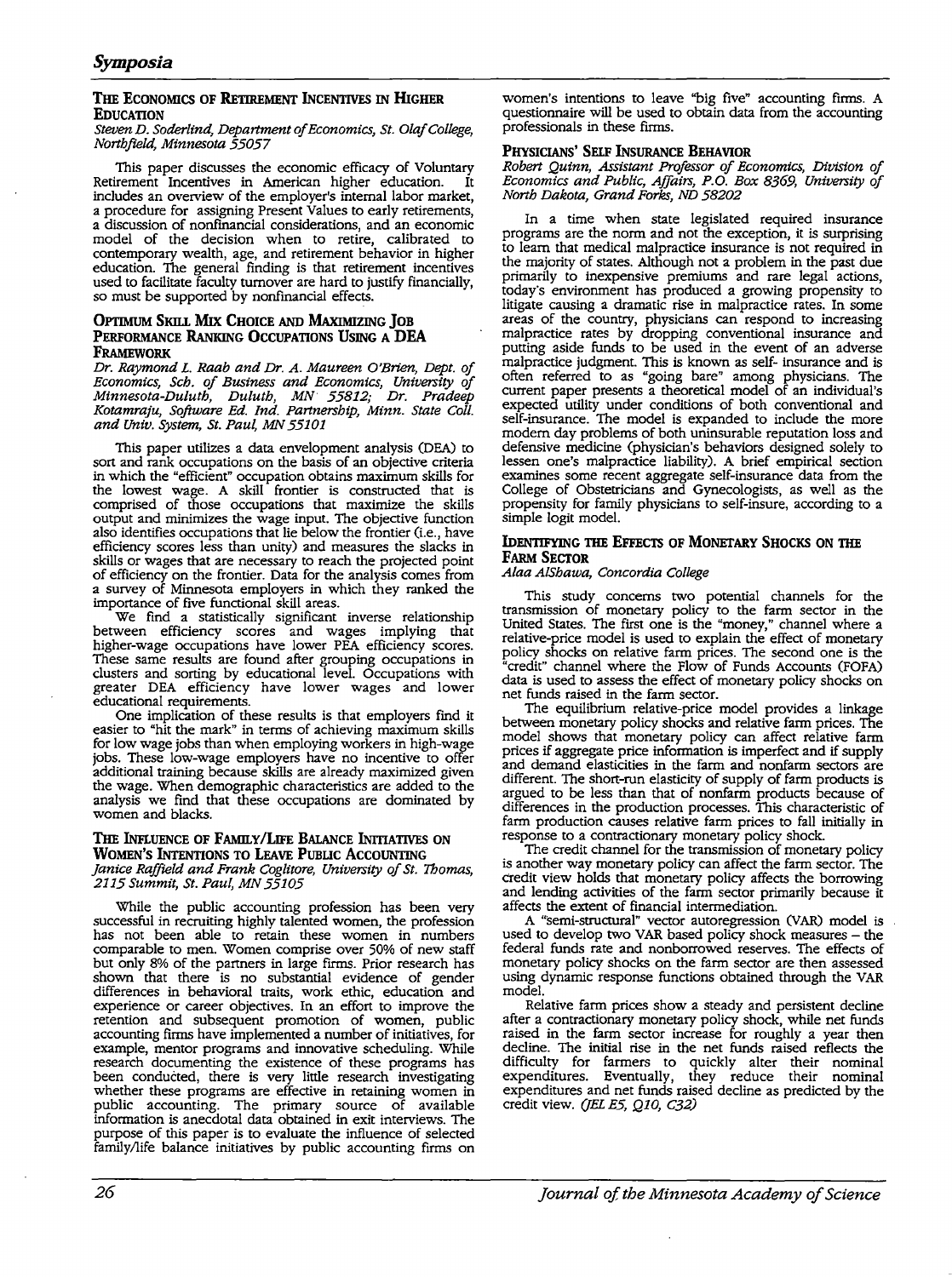## The Economics of Retirement Incentives in Higher Education

*Steven D. Soderlind, Department of Economics, St. Olaf College, Northfield, Minnesota 55057*

This paper discusses the economic efficacy of Voluntary Retirement Incentives in American higher education. It includes an overview of the employer's internal labor market, a procedure for assigning Present Values to early retirements, a discussion of nonfinancial considerations, and an economic model of the decision when to retire, calibrated to contemporary wealth, age, and retirement behavior in higher education. The general finding is that retirement incentives used to facilitate faculty turnover are hard to justify financially, so must be supported by nonfinancial effects.

## Optimum Skill Mix Choice and Maximizing Job Performance Ranking Occupations Using a DEA Framework

*Dr. Raymond L. Raab and Dr. A. Maureen O'Brien, Dept. of Economics, Sch. of Business and Economics, University of Minnesota-Duluth, Duluth, MN 55812; Dr. Pradeep Kotamraju, Software Ed. Ind. Partnership, Minn. State Coll. and Univ. System, St. Paul, MN 55101*

This paper utilizes a data envelopment analysis (DEA) to sort and rank occupations on the basis of an objective criteria in which the "efficient" occupation obtains maximum skills for the lowest wage. A skill frontier is constructed that is comprised of those occupations that maximize the skills output and minimizes the wage input. The objective function also identifies occupations that lie below the frontier (i.e., have efficiency scores less than unity) and measures the slacks in skills or wages that are necessary to reach the projected point of efficiency on the frontier. Data for the analysis comes from a survey of Minnesota employers in which they ranked the importance of five functional skill areas.

We find a statistically significant inverse relationship between efficiency scores and wages implying that higher-wage occupations have lower PEA efficiency scores. These same results are found after grouping occupations in clusters and sorting by educational level. Occupations with greater DEA efficiency have lower wages and lower educational requirements.

One implication of these results is that employers find it easier to "hit the mark" in terms of achieving maximum skills for low wage jobs than when employing workers in high-wage jobs. These low-wage employers have no incentive to offer additional training because skills are already maximized given the wage. When demographic characteristics are added to the analysis we find that these occupations are dominated by women and blacks.

## The Influence of Family/Life Balance Initiatives on Women's Intentions to Leave Public Accounting

*Janice Raffield and Frank Coglitore, University of St. Thomas, 2115 Summit, St. Paul, MN 55105*

While the public accounting profession has been very successful in recruiting highly talented women, the profession has not been able to retain these women in numbers comparable to men. Women comprise over 50% of new staff but only 8% of the partners in large firms. Prior research has shown that there is no substantial evidence of gender differences in behavioral traits, work ethic, education and experience or career objectives. In an effort to improve the retention and subsequent promotion of women, public accounting firms have implemented a number of initiatives, for example, mentor programs and innovative scheduling. While research documenting the existence of these programs has been conducted, there is very little research investigating whether these programs are effective in retaining women in public accounting. The primary source of available information is anecdotal data obtained in exit interviews. The purpose of this paper is to evaluate the influence of selected family/life balance initiatives by public accounting firms on women's intentions to leave "big five" accounting firms. A questionnaire will be used to obtain data from the accounting professionals in these firms.

## Physicians' Self Insurance Behavior

*Robert Quinn, Assistant Professor of Economics, Division of Economics and Public, Affairs, P.O. Box 8369, University of North Dakota, Grand Forks, ND 58202*

In a time when state legislated required insurance programs are the norm and not the exception, it is surprising to learn that medical malpractice insurance is not required in the majority of states. Although not a problem in the past due primarily to inexpensive premiums and rare legal actions, today's environment has produced a growing propensity to litigate causing a dramatic rise in malpractice rates. In some areas of the country, physicians can respond to increasing malpractice rates by dropping conventional insurance and putting aside funds to be used in the event of an adverse malpractice judgment. This is known as self- insurance and is often referred to as "going bare" among physicians. The current paper presents a theoretical model of an individual's expected utility under conditions of both conventional and self-insurance. The model is expanded to include the more modern day problems of both uninsurable reputation loss and defensive medicine (physician's behaviors designed solely to lessen one's malpractice liability). A brief empirical section examines some recent aggregate self-insurance data from the College of Obstetricians and Gynecologists, as well as the propensity for family physicians to self-insure, according to a simple logit model.

## Identifying the Effects of Monetary Shocks on the Farm Sector

*Alaa AlShawa, Concordia College*

This study concerns two potential channels for the transmission of monetary policy to the farm sector in the United States. The first one is the "money," channel where a relative-price model is used to explain the effect of monetary policy shocks on relative farm prices. The second one is the "credit" channel where the Flow of Funds Accounts (FOFA) data is used to assess the effect of monetary policy shocks on net funds raised in the farm sector.

The equilibrium relative-price model provides a linkage between monetary policy shocks and relative farm prices. The model shows that monetary policy can affect relative farm prices if aggregate price information is imperfect and if supply and demand elasticities in the farm and nonfarm sectors are different. The short-run elasticity of supply of farm products is argued to be less than that of nonfarm products because of differences in the production processes. This characteristic of farm production causes relative farm prices to fall initially in response to a contractionary monetary policy shock.

The credit channel for the transmission of monetary policy is another way monetary policy can affect the farm sector. The credit view holds that monetary policy affects the borrowing and lending activities of the farm sector primarily because it affects the extent of financial intermediation.

A "semi-structural" vector autoregression (VAR) model is used to develop two VAR based policy shock measures – the federal funds rate and nonborrowed reserves. The effects of monetary policy shocks on the farm sector are then assessed using dynamic response functions obtained through the VAR model.

Relative farm prices show a steady and persistent decline after a contractionary monetary policy shock, while net funds raised in the farm sector increase for roughly a year then decline. The initial rise in the net funds raised reflects the difficulty for farmers to quickly alter their nominal expenditures. Eventually, they reduce their nominal expenditures and net funds raised decline as predicted by the credit view. *(JEL E5, Q10, C32)*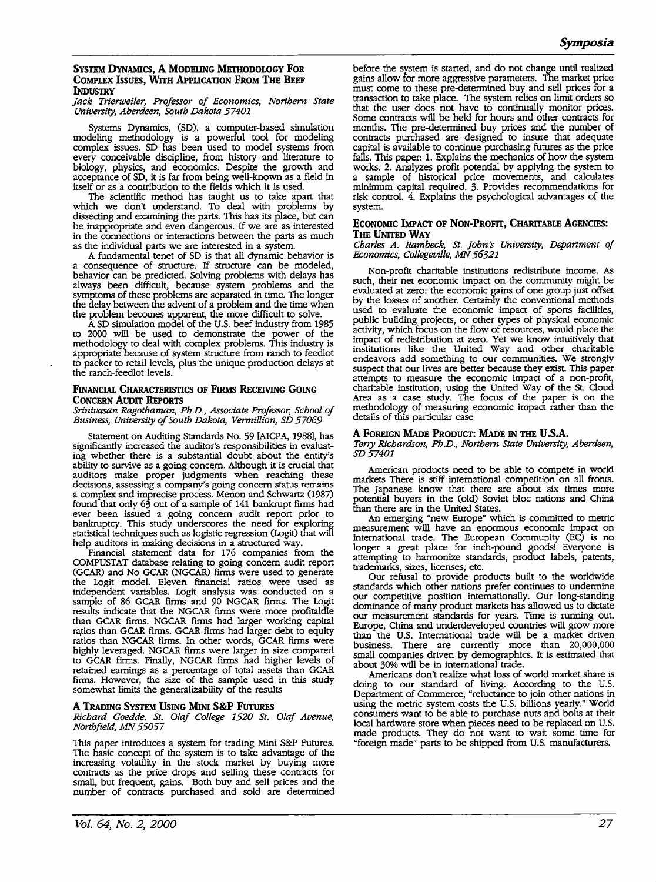## System Dynamics, A Modeling Methodology For Complex Issues, With Application From The Beef Industry

*Jack Trierweiler, Professor of Economics, Northern State University, Aberdeen, South Dakota 57401*

Systems Dynamics, (SD), a computer-based simulation modeling methodology is a powerful tool for modeling complex issues. SD has been used to model systems from every conceivable discipline, from history and literature to biology, physics, and economics. Despite the growth and acceptance of SD, it is far from being well-known as a field in itself or as a contribution to the fields which it is used.

The scientific method has taught us to take apart that which we don't understand. To deal with problems by dissecting and examining the parts. This has its place, but can be inappropriate and even dangerous. If we are as interested in the connections or interactions between the parts as much as the individual parts we are interested in a system.

A fundamental tenet of SD is that all dynamic behavior is a consequence of structure. If structure can be modeled, behavior can be predicted. Solving problems with delays has always been difficult, because system problems and the symptoms of these problems are separated in time. The longer the delay between the advent of a problem and the time when the problem becomes apparent, the more difficult to solve.

A SD simulation model of the U.S. beef industry from 1985 to 2000 will be used to demonstrate the power of the methodology to deal with complex problems. This industry is appropriate because of system structure from ranch to feedlot to packer to retail levels, plus the unique production delays at the ranch-feedlot levels.

## Financial Characteristics of Firms Receiving Going Concern Audit Reports

*Srinivasan Ragothaman, Ph.D., Associate Professor, School of Business, University of South Dakota, Vermillion, SD 57069*

Statement on Auditing Standards No. 59 [AICPA, 1988], has significantly increased the auditor's responsibilities in evaluating whether there is a substantial doubt about the entity's ability to survive as a going concern. Although it is crucial that auditors make proper judgments when reaching these decisions, assessing a company's going concern status remains a complex and imprecise process. Menon and Schwartz (1987) found that only 63 out of a sample of 141 bankrupt firms had ever been issued a going concern audit report prior to bankruptcy. This study underscores the need for exploring statistical techniques such as logistic regression (Logit) that will help auditors in making decisions in a structured way.

Financial statement data for 176 companies from the COMPUSTAT database relating to going concern audit report (GCAR) and No GCAR (NGCAR) firms were used to generate the Logit model. Eleven financial ratios were used as independent variables. Logit analysis was conducted on a sample of 86 GCAR firms and 90 NGCAR firms. The Logit results indicate that the NGCAR firms were more profitaldle than GCAR firms. NGCAR firms had larger working capital ratios than GCAR firms. GCAR firms had larger debt to equity ratios than NGCAR firms. In other words, GCAR firms were highly leveraged. NGCAR firms were larger in size compared to GCAR firms. Finally, NGCAR firms had higher levels of retained earnings as a percentage of total assets than GCAR firms. However, the size of the sample used in this study somewhat limits the generalizability of the results

## A Trading System Using Mini S&P Futures

*Richard Goedde, St. Olaf College 1520 St. Olaf Avenue, Northfield, MN 55057*

This paper introduces a system for trading Mini S&P Futures. The basic concept of the system is to take advantage of the increasing volatility in the stock market by buying more contracts as the price drops and selling these contracts for small, but frequent, gains. Both buy and sell prices and the number of contracts purchased and sold are determined before the system is started, and do not change until realized gains allow for more aggressive parameters. The market price must come to these pre-determined buy and sell prices for a transaction to take place. The system relies on limit orders so that the user does not have to continually monitor prices. Some contracts will be held for hours and other contracts for months. The pre-determined buy prices and the number of contracts purchased are designed to insure that adequate capital is available to continue purchasing futures as the price falls. This paper: 1. Explains the mechanics of how the system works. 2. Analyzes profit potential by applying the system to a sample of historical price movements, and calculates minimum capital required. 3. Provides recommendations for risk control. 4. Explains the psychological advantages of the system.

## Economic Impact of Non-Profit, Charitable Agencies: The United Way

*Charles A. Rambeck, St. John's University, Department of Economics, Collegeville, MN 56321*

Non-profit charitable institutions redistribute income. As such, their net economic impact on the community might be evaluated at zero: the economic gains of one group just offset by the losses of another. Certainly the conventional methods used to evaluate the economic impact of sports facilities, public building projects, or other types of physical economic activity, which focus on the flow of resources, would place the impact of redistribution at zero. Yet we know intuitively that institutions like the United Way and other charitable endeavors add something to our communities. We strongly suspect that our lives are better because they exist. This paper attempts to measure the economic impact of a non-profit, charitable institution, using the United Way of the St. Cloud Area as a case study. The focus of the paper is on the methodology of measuring economic impact rather than the details of this particular case

## A Foreign Made Product: Made in the U.S.A.

*Terry Richardson, Ph.D., Northern State University, Aberdeen, SD 57401*

American products need to be able to compete in world markets There is stiff international competition on all fronts. The Japanese know that there are about six times more potential buyers in the (old) Soviet bloc nations and China than there are in the United States.

An emerging "new Europe" which is committed to metric measurement will have an enormous economic impact on international trade. The European Community (EC) is no longer a great place for inch-pound goods! Everyone is attempting to harmonize standards, product labels, patents, trademarks, sizes, licenses, etc.

Our refusal to provide products built to the worldwide standards which other nations prefer continues to undermine our competitive position internationally. Our long-standing dominance of many product markets has allowed us to dictate our measurement standards for years. Time is running out. Europe, China and underdeveloped countries will grow more than the U.S. International trade will be a market driven business. There are currently more than 20,000,000 small companies driven by demographics. It is estimated that about 30% will be in international trade.

Americans don't realize what loss of world market share is doing to our standard of living. According to the U.S. Department of Commerce, "reluctance to join other nations in using the metric system costs the U.S. billions yearly." World consumers want to be able to purchase nuts and bolts at their local hardware store when pieces need to be replaced on U.S. made products. They do not want to wait some time for "foreign made" parts to be shipped from U.S. manufacturers.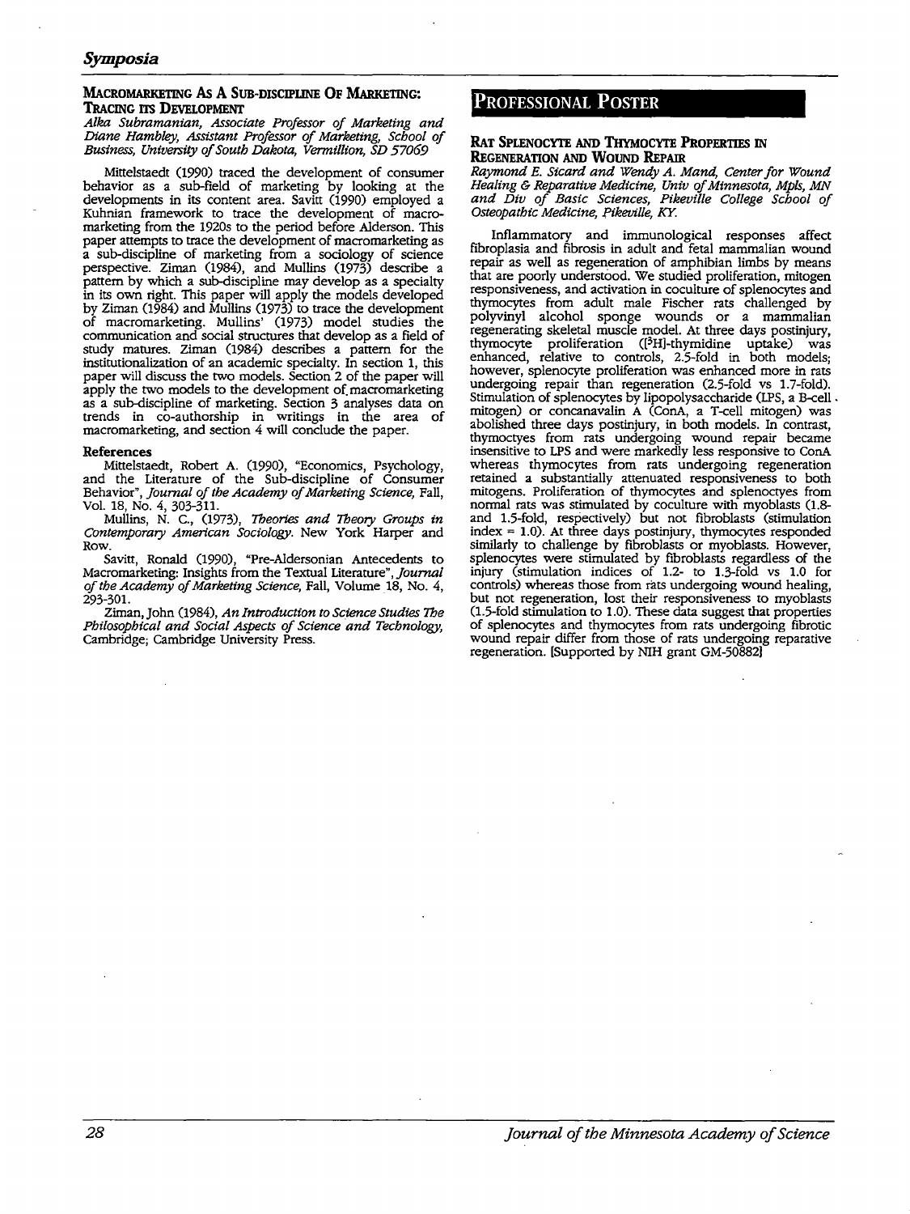## Symposia

### Macromarketing As A Sub-discipline Of Marketing: Tracing its Development

*Alka Subramanian, Associate Professor of Marketing and Diane Hambley, Assistant Professor of Marketing, School of Business, University of South Dakota, Vermillion, SD 57069*

Mittelstaedt (1990) traced the development of consumer behavior as a sub-field of marketing by looking at the developments in its content area. Savitt (1990) employed a Kuhnian framework to trace the development of macromarketing from the 1920s to the period before Alderson. This paper attempts to trace the development of macromarketing as a sub-discipline of marketing from a sociology of science perspective. Ziman (1984), and Mullins (1973) describe a pattern by which a sub-discipline may develop as a specialty in its own right. This paper will apply the models developed by Ziman (1984) and Mullins (1973) to trace the development of macromarketing. Mullins' (1973) model studies the communication and social structures that develop as a field of study matures. Ziman (1984) describes a pattern for the institutionalization of an academic specialty. In section 1, this paper will discuss the two models. Section 2 of the paper will apply the two models to the development of macromarketing as a sub-discipline of marketing. Section 3 analyses data on trends in co-authorship in writings in the area of macromarketing, and section 4 will conclude the paper.

#### References

Mittelstaedt, Robert A. (1990), "Economics, Psychology, and the Literature of the Sub-discipline of Consumer Behavior", *Journal of the Academy of Marketing Science*, Fall, Vol. 18, No. 4, 303-311.

Mullins, N. C., (1973), *Theories and Theory Groups in Contemporary American Sociology*. New York Harper and Row.

Savitt, Ronald (1990), "Pre-Aldersonian Antecedents to Macromarketing: Insights from the Textual Literature", *Journal of the Academy of Marketing Science*, Fall, Volume 18, No. 4, 293-301.

Ziman, John (1984), *An Introduction to Science Studies The Philosophical and Social Aspects of Science and Technology*, Cambridge; Cambridge University Press.

## Professional Poster

### Rat Splenocyte and Thymocyte Properties in Regeneration and Wound Repair

*Raymond E. Sicard and Wendy A. Mand, Center for Wound Healing & Reparative Medicine, Univ of Minnesota, Mpls, MN and Div of Basic Sciences, Pikeville College School of Osteopathic Medicine, Pikeville, KY.*

Inflammatory and immunological responses affect fibroplasia and fibrosis in adult and fetal mammalian wound repair as well as regeneration of amphibian limbs by means that are poorly understood. We studied proliferation, mitogen responsiveness, and activation in coculture of splenocytes and thymocytes from adult male Fischer rats challenged by polyvinyl alcohol sponge wounds or a mammalian regenerating skeletal muscle model. At three days postinjury, thymocyte proliferation ($[^3H]$-thymidine uptake) was enhanced, relative to controls, 2.5-fold in both models; however, splenocyte proliferation was enhanced more in rats undergoing repair than regeneration (2.5-fold vs 1.7-fold). Stimulation of splenocytes by lipopolysaccharide (LPS, a B-cell mitogen) or concanavalin A (ConA, a T-cell mitogen) was abolished three days postinjury, in both models. In contrast, thymoctyes from rats undergoing wound repair became insensitive to LPS and were markedly less responsive to ConA whereas thymocytes from rats undergoing regeneration retained a substantially attenuated responsiveness to both mitogens. Proliferation of thymocytes and splenoctyes from normal rats was stimulated by coculture with myoblasts (1.8- and 1.5-fold, respectively) but not fibroblasts (stimulation index = 1.0). At three days postinjury, thymocytes responded similarly to challenge by fibroblasts or myoblasts. However, splenocytes were stimulated by fibroblasts regardless of the injury (stimulation indices of 1.2- to 1.3-fold vs 1.0 for controls) whereas those from rats undergoing wound healing, but not regeneration, lost their responsiveness to myoblasts (1.5-fold stimulation to 1.0). These data suggest that properties of splenocytes and thymocytes from rats undergoing fibrotic wound repair differ from those of rats undergoing reparative regeneration. [Supported by NIH grant GM-50882]